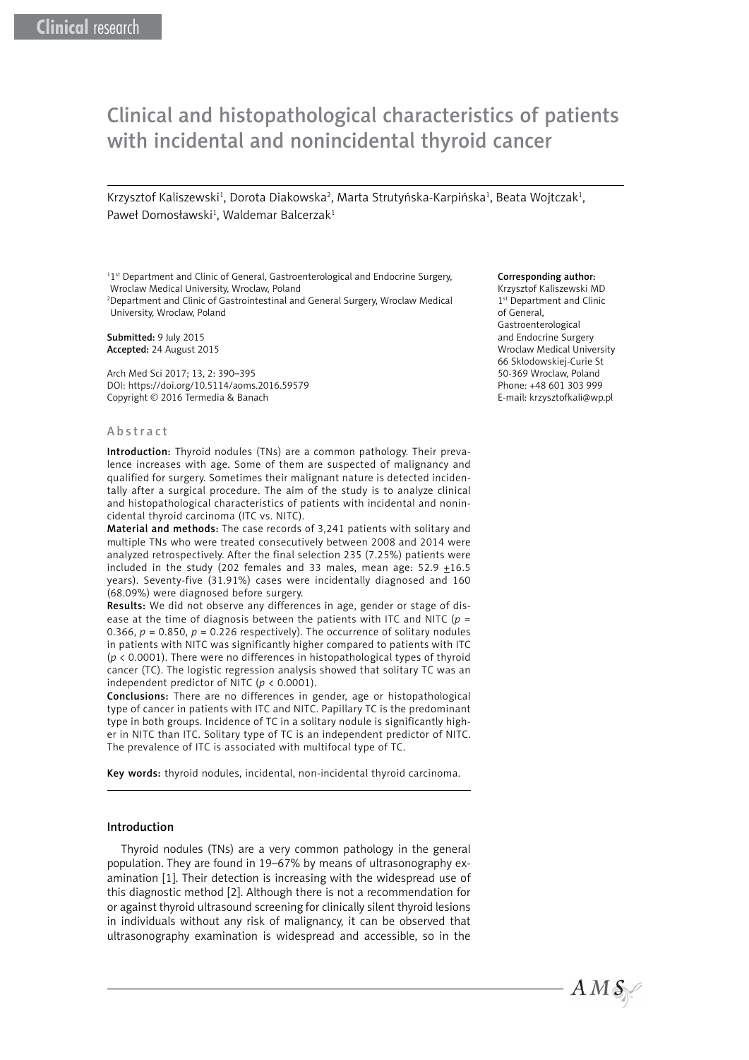Clinical research

# Clinical and histopathological characteristics of patients with incidental and nonincidental thyroid cancer

Krzysztof Kaliszewski[1], Dorota Diakowska[2], Marta Strutyńska-Karpińska[1], Beata Wojtczak[1], Paweł Domosławski[1], Waldemar Balcerzak[1]

[1] 1st Department and Clinic of General, Gastroenterological and Endocrine Surgery, Wroclaw Medical University, Wroclaw, Poland
[2] Department and Clinic of Gastrointestinal and General Surgery, Wroclaw Medical University, Wroclaw, Poland

**Submitted:** 9 July 2015
**Accepted:** 24 August 2015

Arch Med Sci 2017; 13, 2: 390–395
DOI: https://doi.org/10.5114/aoms.2016.59579
Copyright © 2016 Termedia & Banach

**Corresponding author:**
Krzysztof Kaliszewski MD
1st Department and Clinic of General, Gastroenterological and Endocrine Surgery
Wroclaw Medical University
66 Sklodowskiej-Curie St
50-369 Wroclaw, Poland
Phone: +48 601 303 999
E-mail: krzysztofkali@wp.pl

## Abstract

**Introduction:** Thyroid nodules (TNs) are a common pathology. Their prevalence increases with age. Some of them are suspected of malignancy and qualified for surgery. Sometimes their malignant nature is detected incidentally after a surgical procedure. The aim of the study is to analyze clinical and histopathological characteristics of patients with incidental and nonincidental thyroid carcinoma (ITC vs. NITC).

**Material and methods:** The case records of 3,241 patients with solitary and multiple TNs who were treated consecutively between 2008 and 2014 were analyzed retrospectively. After the final selection 235 (7.25%) patients were included in the study (202 females and 33 males, mean age: 52.9 ±16.5 years). Seventy-five (31.91%) cases were incidentally diagnosed and 160 (68.09%) were diagnosed before surgery.

**Results:** We did not observe any differences in age, gender or stage of disease at the time of diagnosis between the patients with ITC and NITC ($p$ = 0.366, $p$ = 0.850, $p$ = 0.226 respectively). The occurrence of solitary nodules in patients with NITC was significantly higher compared to patients with ITC ($p$ < 0.0001). There were no differences in histopathological types of thyroid cancer (TC). The logistic regression analysis showed that solitary TC was an independent predictor of NITC ($p$ < 0.0001).

**Conclusions:** There are no differences in gender, age or histopathological type of cancer in patients with ITC and NITC. Papillary TC is the predominant type in both groups. Incidence of TC in a solitary nodule is significantly higher in NITC than ITC. Solitary type of TC is an independent predictor of NITC. The prevalence of ITC is associated with multifocal type of TC.

**Key words:** thyroid nodules, incidental, non-incidental thyroid carcinoma.

## Introduction

Thyroid nodules (TNs) are a very common pathology in the general population. They are found in 19–67% by means of ultrasonography examination [1]. Their detection is increasing with the widespread use of this diagnostic method [2]. Although there is not a recommendation for or against thyroid ultrasound screening for clinically silent thyroid lesions in individuals without any risk of malignancy, it can be observed that ultrasonography examination is widespread and accessible, so in the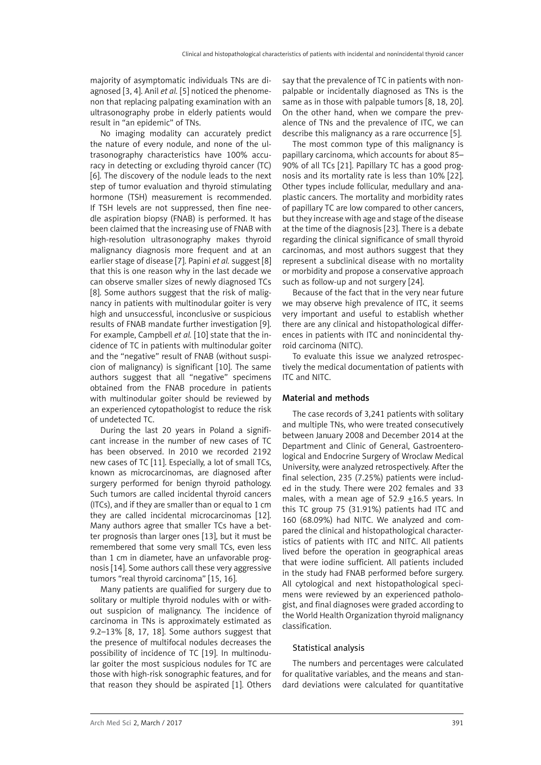majority of asymptomatic individuals TNs are diagnosed [3, 4]. Anil *et al.* [5] noticed the phenomenon that replacing palpating examination with an ultrasonography probe in elderly patients would result in "an epidemic" of TNs.

No imaging modality can accurately predict the nature of every nodule, and none of the ultrasonography characteristics have 100% accuracy in detecting or excluding thyroid cancer (TC) [6]. The discovery of the nodule leads to the next step of tumor evaluation and thyroid stimulating hormone (TSH) measurement is recommended. If TSH levels are not suppressed, then fine needle aspiration biopsy (FNAB) is performed. It has been claimed that the increasing use of FNAB with high-resolution ultrasonography makes thyroid malignancy diagnosis more frequent and at an earlier stage of disease [7]. Papini *et al.* suggest [8] that this is one reason why in the last decade we can observe smaller sizes of newly diagnosed TCs [8]. Some authors suggest that the risk of malignancy in patients with multinodular goiter is very high and unsuccessful, inconclusive or suspicious results of FNAB mandate further investigation [9]. For example, Campbell *et al.* [10] state that the incidence of TC in patients with multinodular goiter and the "negative" result of FNAB (without suspicion of malignancy) is significant [10]. The same authors suggest that all "negative" specimens obtained from the FNAB procedure in patients with multinodular goiter should be reviewed by an experienced cytopathologist to reduce the risk of undetected TC.

During the last 20 years in Poland a significant increase in the number of new cases of TC has been observed. In 2010 we recorded 2192 new cases of TC [11]. Especially, a lot of small TCs, known as microcarcinomas, are diagnosed after surgery performed for benign thyroid pathology. Such tumors are called incidental thyroid cancers (ITCs), and if they are smaller than or equal to 1 cm they are called incidental microcarcinomas [12]. Many authors agree that smaller TCs have a better prognosis than larger ones [13], but it must be remembered that some very small TCs, even less than 1 cm in diameter, have an unfavorable prognosis [14]. Some authors call these very aggressive tumors "real thyroid carcinoma" [15, 16].

Many patients are qualified for surgery due to solitary or multiple thyroid nodules with or without suspicion of malignancy. The incidence of carcinoma in TNs is approximately estimated as 9.2–13% [8, 17, 18]. Some authors suggest that the presence of multifocal nodules decreases the possibility of incidence of TC [19]. In multinodular goiter the most suspicious nodules for TC are those with high-risk sonographic features, and for that reason they should be aspirated [1]. Others say that the prevalence of TC in patients with nonpalpable or incidentally diagnosed as TNs is the same as in those with palpable tumors [8, 18, 20]. On the other hand, when we compare the prevalence of TNs and the prevalence of ITC, we can describe this malignancy as a rare occurrence [5].

The most common type of this malignancy is papillary carcinoma, which accounts for about 85–90% of all TCs [21]. Papillary TC has a good prognosis and its mortality rate is less than 10% [22]. Other types include follicular, medullary and anaplastic cancers. The mortality and morbidity rates of papillary TC are low compared to other cancers, but they increase with age and stage of the disease at the time of the diagnosis [23]. There is a debate regarding the clinical significance of small thyroid carcinomas, and most authors suggest that they represent a subclinical disease with no mortality or morbidity and propose a conservative approach such as follow-up and not surgery [24].

Because of the fact that in the very near future we may observe high prevalence of ITC, it seems very important and useful to establish whether there are any clinical and histopathological differences in patients with ITC and nonincidental thyroid carcinoma (NITC).

To evaluate this issue we analyzed retrospectively the medical documentation of patients with ITC and NITC.

## Material and methods

The case records of 3,241 patients with solitary and multiple TNs, who were treated consecutively between January 2008 and December 2014 at the Department and Clinic of General, Gastroenterological and Endocrine Surgery of Wroclaw Medical University, were analyzed retrospectively. After the final selection, 235 (7.25%) patients were included in the study. There were 202 females and 33 males, with a mean age of 52.9 $\pm$16.5 years. In this TC group 75 (31.91%) patients had ITC and 160 (68.09%) had NITC. We analyzed and compared the clinical and histopathological characteristics of patients with ITC and NITC. All patients lived before the operation in geographical areas that were iodine sufficient. All patients included in the study had FNAB performed before surgery. All cytological and next histopathological specimens were reviewed by an experienced pathologist, and final diagnoses were graded according to the World Health Organization thyroid malignancy classification.

### Statistical analysis

The numbers and percentages were calculated for qualitative variables, and the means and standard deviations were calculated for quantitative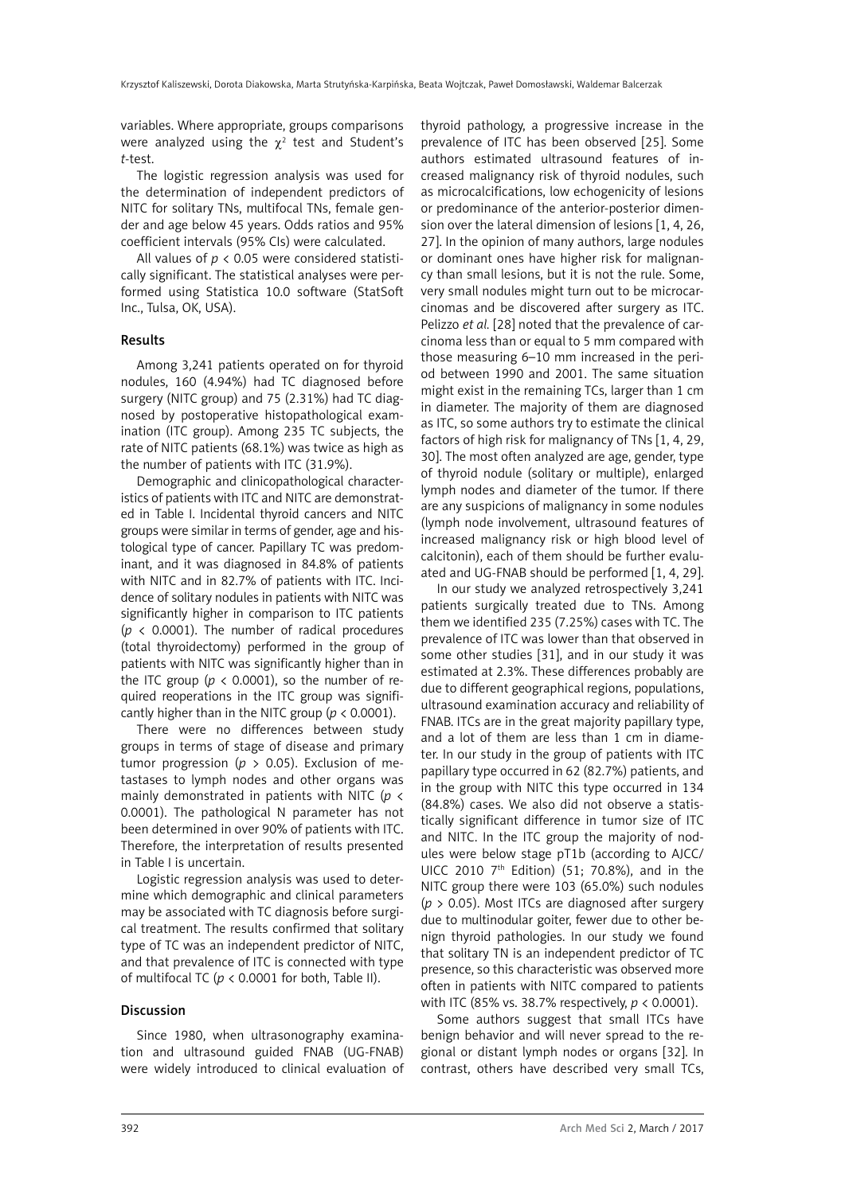variables. Where appropriate, groups comparisons were analyzed using the $\chi^2$ test and Student's *t*-test.

The logistic regression analysis was used for the determination of independent predictors of NITC for solitary TNs, multifocal TNs, female gender and age below 45 years. Odds ratios and 95% coefficient intervals (95% CIs) were calculated.

All values of $p < 0.05$ were considered statistically significant. The statistical analyses were performed using Statistica 10.0 software (StatSoft Inc., Tulsa, OK, USA).

## Results

Among 3,241 patients operated on for thyroid nodules, 160 (4.94%) had TC diagnosed before surgery (NITC group) and 75 (2.31%) had TC diagnosed by postoperative histopathological examination (ITC group). Among 235 TC subjects, the rate of NITC patients (68.1%) was twice as high as the number of patients with ITC (31.9%).

Demographic and clinicopathological characteristics of patients with ITC and NITC are demonstrated in Table I. Incidental thyroid cancers and NITC groups were similar in terms of gender, age and histological type of cancer. Papillary TC was predominant, and it was diagnosed in 84.8% of patients with NITC and in 82.7% of patients with ITC. Incidence of solitary nodules in patients with NITC was significantly higher in comparison to ITC patients ($p < 0.0001$). The number of radical procedures (total thyroidectomy) performed in the group of patients with NITC was significantly higher than in the ITC group ($p < 0.0001$), so the number of required reoperations in the ITC group was significantly higher than in the NITC group ($p < 0.0001$).

There were no differences between study groups in terms of stage of disease and primary tumor progression ($p > 0.05$). Exclusion of metastases to lymph nodes and other organs was mainly demonstrated in patients with NITC ($p < 0.0001$). The pathological N parameter has not been determined in over 90% of patients with ITC. Therefore, the interpretation of results presented in Table I is uncertain.

Logistic regression analysis was used to determine which demographic and clinical parameters may be associated with TC diagnosis before surgical treatment. The results confirmed that solitary type of TC was an independent predictor of NITC, and that prevalence of ITC is connected with type of multifocal TC ($p < 0.0001$ for both, Table II).

## Discussion

Since 1980, when ultrasonography examination and ultrasound guided FNAB (UG-FNAB) were widely introduced to clinical evaluation of thyroid pathology, a progressive increase in the prevalence of ITC has been observed [25]. Some authors estimated ultrasound features of increased malignancy risk of thyroid nodules, such as microcalcifications, low echogenicity of lesions or predominance of the anterior-posterior dimension over the lateral dimension of lesions [1, 4, 26, 27]. In the opinion of many authors, large nodules or dominant ones have higher risk for malignancy than small lesions, but it is not the rule. Some, very small nodules might turn out to be microcarcinomas and be discovered after surgery as ITC. Pelizzo *et al.* [28] noted that the prevalence of carcinoma less than or equal to 5 mm compared with those measuring 6–10 mm increased in the period between 1990 and 2001. The same situation might exist in the remaining TCs, larger than 1 cm in diameter. The majority of them are diagnosed as ITC, so some authors try to estimate the clinical factors of high risk for malignancy of TNs [1, 4, 29, 30]. The most often analyzed are age, gender, type of thyroid nodule (solitary or multiple), enlarged lymph nodes and diameter of the tumor. If there are any suspicions of malignancy in some nodules (lymph node involvement, ultrasound features of increased malignancy risk or high blood level of calcitonin), each of them should be further evaluated and UG-FNAB should be performed [1, 4, 29].

In our study we analyzed retrospectively 3,241 patients surgically treated due to TNs. Among them we identified 235 (7.25%) cases with TC. The prevalence of ITC was lower than that observed in some other studies [31], and in our study it was estimated at 2.3%. These differences probably are due to different geographical regions, populations, ultrasound examination accuracy and reliability of FNAB. ITCs are in the great majority papillary type, and a lot of them are less than 1 cm in diameter. In our study in the group of patients with ITC papillary type occurred in 62 (82.7%) patients, and in the group with NITC this type occurred in 134 (84.8%) cases. We also did not observe a statistically significant difference in tumor size of ITC and NITC. In the ITC group the majority of nodules were below stage pT1b (according to AJCC/UICC 2010 7th Edition) (51; 70.8%), and in the NITC group there were 103 (65.0%) such nodules ($p > 0.05$). Most ITCs are diagnosed after surgery due to multinodular goiter, fewer due to other benign thyroid pathologies. In our study we found that solitary TN is an independent predictor of TC presence, so this characteristic was observed more often in patients with NITC compared to patients with ITC (85% vs. 38.7% respectively, $p < 0.0001$).

Some authors suggest that small ITCs have benign behavior and will never spread to the regional or distant lymph nodes or organs [32]. In contrast, others have described very small TCs,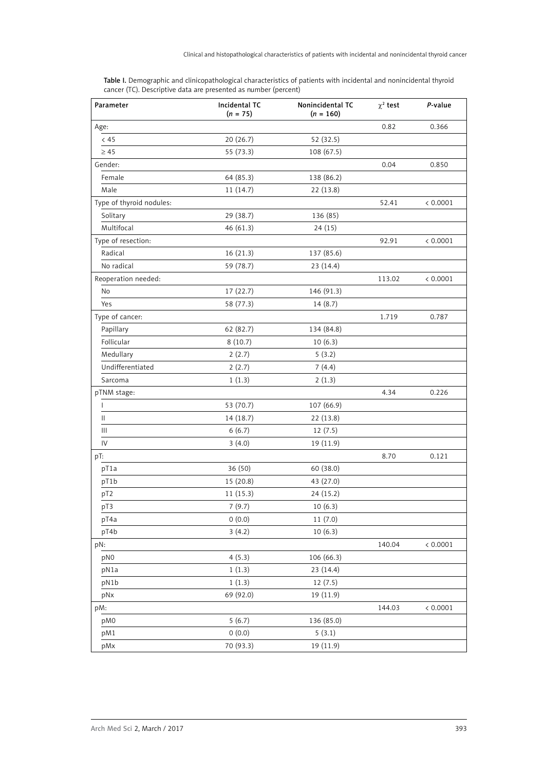**Table I.** Demographic and clinicopathological characteristics of patients with incidental and nonincidental thyroid cancer (TC). Descriptive data are presented as number (percent)

| Parameter | Incidental TC ($n$ = 75) | Nonincidental TC ($n$ = 160) | $\chi^2$ test | $P$-value |
|---|---|---|---|---|
| Age: | | | 0.82 | 0.366 |
| < 45 | 20 (26.7) | 52 (32.5) | | |
| ≥ 45 | 55 (73.3) | 108 (67.5) | | |
| Gender: | | | 0.04 | 0.850 |
| Female | 64 (85.3) | 138 (86.2) | | |
| Male | 11 (14.7) | 22 (13.8) | | |
| Type of thyroid nodules: | | | 52.41 | < 0.0001 |
| Solitary | 29 (38.7) | 136 (85) | | |
| Multifocal | 46 (61.3) | 24 (15) | | |
| Type of resection: | | | 92.91 | < 0.0001 |
| Radical | 16 (21.3) | 137 (85.6) | | |
| No radical | 59 (78.7) | 23 (14.4) | | |
| Reoperation needed: | | | 113.02 | < 0.0001 |
| No | 17 (22.7) | 146 (91.3) | | |
| Yes | 58 (77.3) | 14 (8.7) | | |
| Type of cancer: | | | 1.719 | 0.787 |
| Papillary | 62 (82.7) | 134 (84.8) | | |
| Follicular | 8 (10.7) | 10 (6.3) | | |
| Medullary | 2 (2.7) | 5 (3.2) | | |
| Undifferentiated | 2 (2.7) | 7 (4.4) | | |
| Sarcoma | 1 (1.3) | 2 (1.3) | | |
| pTNM stage: | | | 4.34 | 0.226 |
| I | 53 (70.7) | 107 (66.9) | | |
| II | 14 (18.7) | 22 (13.8) | | |
| III | 6 (6.7) | 12 (7.5) | | |
| IV | 3 (4.0) | 19 (11.9) | | |
| pT: | | | 8.70 | 0.121 |
| pT1a | 36 (50) | 60 (38.0) | | |
| pT1b | 15 (20.8) | 43 (27.0) | | |
| pT2 | 11 (15.3) | 24 (15.2) | | |
| pT3 | 7 (9.7) | 10 (6.3) | | |
| pT4a | 0 (0.0) | 11 (7.0) | | |
| pT4b | 3 (4.2) | 10 (6.3) | | |
| pN: | | | 140.04 | < 0.0001 |
| pN0 | 4 (5.3) | 106 (66.3) | | |
| pN1a | 1 (1.3) | 23 (14.4) | | |
| pN1b | 1 (1.3) | 12 (7.5) | | |
| pNx | 69 (92.0) | 19 (11.9) | | |
| pM: | | | 144.03 | < 0.0001 |
| pM0 | 5 (6.7) | 136 (85.0) | | |
| pM1 | 0 (0.0) | 5 (3.1) | | |
| pMx | 70 (93.3) | 19 (11.9) | | |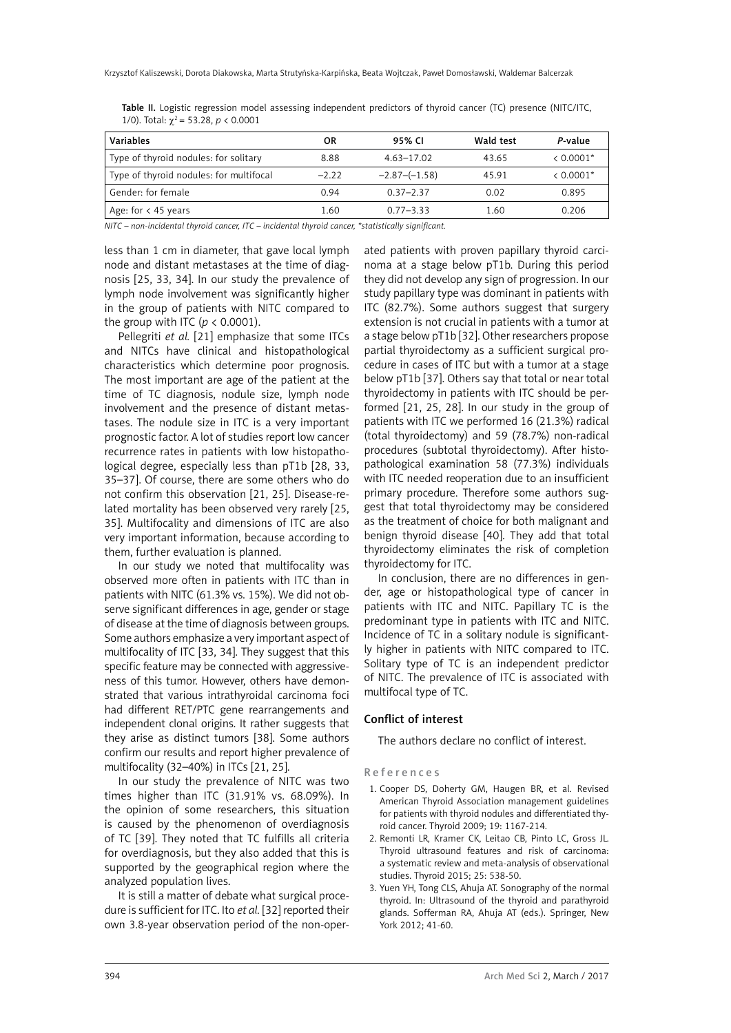**Table II.** Logistic regression model assessing independent predictors of thyroid cancer (TC) presence (NITC/ITC, 1/0). Total: $\chi^2 = 53.28$, $p < 0.0001$

| Variables | OR | 95% CI | Wald test | *P*-value |
|---|---|---|---|---|
| Type of thyroid nodules: for solitary | 8.88 | 4.63–17.02 | 43.65 | < 0.0001* |
| Type of thyroid nodules: for multifocal | –2.22 | –2.87–(–1.58) | 45.91 | < 0.0001* |
| Gender: for female | 0.94 | 0.37–2.37 | 0.02 | 0.895 |
| Age: for < 45 years | 1.60 | 0.77–3.33 | 1.60 | 0.206 |

*NITC – non-incidental thyroid cancer, ITC – incidental thyroid cancer, \*statistically significant.*

less than 1 cm in diameter, that gave local lymph node and distant metastases at the time of diagnosis [25, 33, 34]. In our study the prevalence of lymph node involvement was significantly higher in the group of patients with NITC compared to the group with ITC ($p < 0.0001$).

Pellegriti *et al.* [21] emphasize that some ITCs and NITCs have clinical and histopathological characteristics which determine poor prognosis. The most important are age of the patient at the time of TC diagnosis, nodule size, lymph node involvement and the presence of distant metastases. The nodule size in ITC is a very important prognostic factor. A lot of studies report low cancer recurrence rates in patients with low histopathological degree, especially less than pT1b [28, 33, 35–37]. Of course, there are some others who do not confirm this observation [21, 25]. Disease-related mortality has been observed very rarely [25, 35]. Multifocality and dimensions of ITC are also very important information, because according to them, further evaluation is planned.

In our study we noted that multifocality was observed more often in patients with ITC than in patients with NITC (61.3% vs. 15%). We did not observe significant differences in age, gender or stage of disease at the time of diagnosis between groups. Some authors emphasize a very important aspect of multifocality of ITC [33, 34]. They suggest that this specific feature may be connected with aggressiveness of this tumor. However, others have demonstrated that various intrathyroidal carcinoma foci had different RET/PTC gene rearrangements and independent clonal origins. It rather suggests that they arise as distinct tumors [38]. Some authors confirm our results and report higher prevalence of multifocality (32–40%) in ITCs [21, 25].

In our study the prevalence of NITC was two times higher than ITC (31.91% vs. 68.09%). In the opinion of some researchers, this situation is caused by the phenomenon of overdiagnosis of TC [39]. They noted that TC fulfills all criteria for overdiagnosis, but they also added that this is supported by the geographical region where the analyzed population lives.

It is still a matter of debate what surgical procedure is sufficient for ITC. Ito *et al.* [32] reported their own 3.8-year observation period of the non-operated patients with proven papillary thyroid carcinoma at a stage below pT1b. During this period they did not develop any sign of progression. In our study papillary type was dominant in patients with ITC (82.7%). Some authors suggest that surgery extension is not crucial in patients with a tumor at a stage below pT1b [32]. Other researchers propose partial thyroidectomy as a sufficient surgical procedure in cases of ITC but with a tumor at a stage below pT1b [37]. Others say that total or near total thyroidectomy in patients with ITC should be performed [21, 25, 28]. In our study in the group of patients with ITC we performed 16 (21.3%) radical (total thyroidectomy) and 59 (78.7%) non-radical procedures (subtotal thyroidectomy). After histopathological examination 58 (77.3%) individuals with ITC needed reoperation due to an insufficient primary procedure. Therefore some authors suggest that total thyroidectomy may be considered as the treatment of choice for both malignant and benign thyroid disease [40]. They add that total thyroidectomy eliminates the risk of completion thyroidectomy for ITC.

In conclusion, there are no differences in gender, age or histopathological type of cancer in patients with ITC and NITC. Papillary TC is the predominant type in patients with ITC and NITC. Incidence of TC in a solitary nodule is significantly higher in patients with NITC compared to ITC. Solitary type of TC is an independent predictor of NITC. The prevalence of ITC is associated with multifocal type of TC.

## Conflict of interest

The authors declare no conflict of interest.

## References

1. Cooper DS, Doherty GM, Haugen BR, et al. Revised American Thyroid Association management guidelines for patients with thyroid nodules and differentiated thyroid cancer. Thyroid 2009; 19: 1167-214.
2. Remonti LR, Kramer CK, Leitao CB, Pinto LC, Gross JL. Thyroid ultrasound features and risk of carcinoma: a systematic review and meta-analysis of observational studies. Thyroid 2015; 25: 538-50.
3. Yuen YH, Tong CLS, Ahuja AT. Sonography of the normal thyroid. In: Ultrasound of the thyroid and parathyroid glands. Sofferman RA, Ahuja AT (eds.). Springer, New York 2012; 41-60.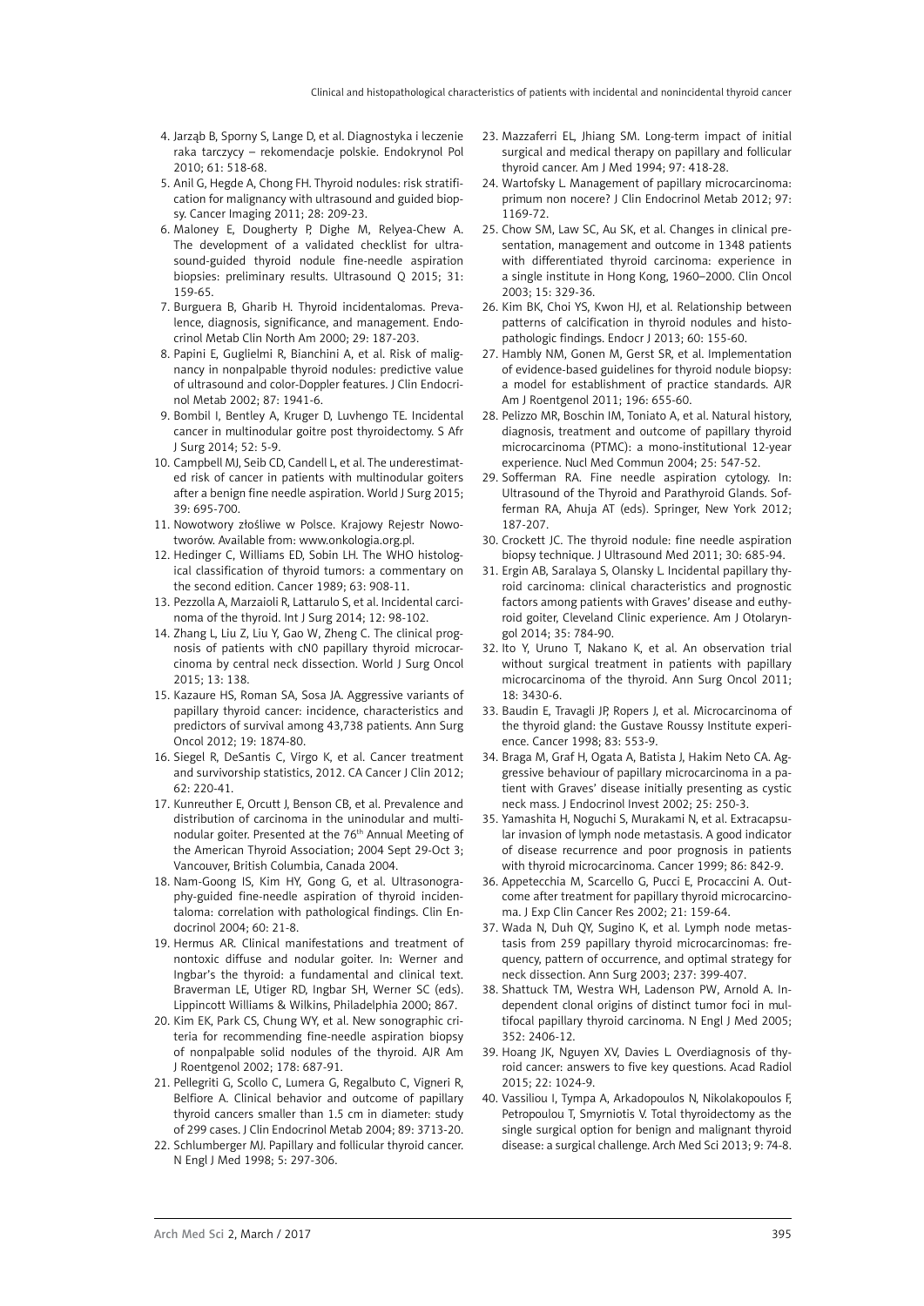4. Jarząb B, Sporny S, Lange D, et al. Diagnostyka i leczenie raka tarczycy – rekomendacje polskie. Endokrynol Pol 2010; 61: 518-68.
5. Anil G, Hegde A, Chong FH. Thyroid nodules: risk stratification for malignancy with ultrasound and guided biopsy. Cancer Imaging 2011; 28: 209-23.
6. Maloney E, Dougherty P, Dighe M, Relyea-Chew A. The development of a validated checklist for ultrasound-guided thyroid nodule fine-needle aspiration biopsies: preliminary results. Ultrasound Q 2015; 31: 159-65.
7. Burguera B, Gharib H. Thyroid incidentalomas. Prevalence, diagnosis, significance, and management. Endocrinol Metab Clin North Am 2000; 29: 187-203.
8. Papini E, Guglielmi R, Bianchini A, et al. Risk of malignancy in nonpalpable thyroid nodules: predictive value of ultrasound and color-Doppler features. J Clin Endocrinol Metab 2002; 87: 1941-6.
9. Bombil I, Bentley A, Kruger D, Luvhengo TE. Incidental cancer in multinodular goitre post thyroidectomy. S Afr J Surg 2014; 52: 5-9.
10. Campbell MJ, Seib CD, Candell L, et al. The underestimated risk of cancer in patients with multinodular goiters after a benign fine needle aspiration. World J Surg 2015; 39: 695-700.
11. Nowotwory złośliwe w Polsce. Krajowy Rejestr Nowotworów. Available from: www.onkologia.org.pl.
12. Hedinger C, Williams ED, Sobin LH. The WHO histological classification of thyroid tumors: a commentary on the second edition. Cancer 1989; 63: 908-11.
13. Pezzolla A, Marzaioli R, Lattarulo S, et al. Incidental carcinoma of the thyroid. Int J Surg 2014; 12: 98-102.
14. Zhang L, Liu Z, Liu Y, Gao W, Zheng C. The clinical prognosis of patients with cN0 papillary thyroid microcarcinoma by central neck dissection. World J Surg Oncol 2015; 13: 138.
15. Kazaure HS, Roman SA, Sosa JA. Aggressive variants of papillary thyroid cancer: incidence, characteristics and predictors of survival among 43,738 patients. Ann Surg Oncol 2012; 19: 1874-80.
16. Siegel R, DeSantis C, Virgo K, et al. Cancer treatment and survivorship statistics, 2012. CA Cancer J Clin 2012; 62: 220-41.
17. Kunreuther E, Orcutt J, Benson CB, et al. Prevalence and distribution of carcinoma in the uninodular and multinodular goiter. Presented at the 76th Annual Meeting of the American Thyroid Association; 2004 Sept 29-Oct 3; Vancouver, British Columbia, Canada 2004.
18. Nam-Goong IS, Kim HY, Gong G, et al. Ultrasonography-guided fine-needle aspiration of thyroid incidentaloma: correlation with pathological findings. Clin Endocrinol 2004; 60: 21-8.
19. Hermus AR. Clinical manifestations and treatment of nontoxic diffuse and nodular goiter. In: Werner and Ingbar's the thyroid: a fundamental and clinical text. Braverman LE, Utiger RD, Ingbar SH, Werner SC (eds). Lippincott Williams & Wilkins, Philadelphia 2000; 867.
20. Kim EK, Park CS, Chung WY, et al. New sonographic criteria for recommending fine-needle aspiration biopsy of nonpalpable solid nodules of the thyroid. AJR Am J Roentgenol 2002; 178: 687-91.
21. Pellegriti G, Scollo C, Lumera G, Regalbuto C, Vigneri R, Belfiore A. Clinical behavior and outcome of papillary thyroid cancers smaller than 1.5 cm in diameter: study of 299 cases. J Clin Endocrinol Metab 2004; 89: 3713-20.
22. Schlumberger MJ. Papillary and follicular thyroid cancer. N Engl J Med 1998; 5: 297-306.
23. Mazzaferri EL, Jhiang SM. Long-term impact of initial surgical and medical therapy on papillary and follicular thyroid cancer. Am J Med 1994; 97: 418-28.
24. Wartofsky L. Management of papillary microcarcinoma: primum non nocere? J Clin Endocrinol Metab 2012; 97: 1169-72.
25. Chow SM, Law SC, Au SK, et al. Changes in clinical presentation, management and outcome in 1348 patients with differentiated thyroid carcinoma: experience in a single institute in Hong Kong, 1960–2000. Clin Oncol 2003; 15: 329-36.
26. Kim BK, Choi YS, Kwon HJ, et al. Relationship between patterns of calcification in thyroid nodules and histopathologic findings. Endocr J 2013; 60: 155-60.
27. Hambly NM, Gonen M, Gerst SR, et al. Implementation of evidence-based guidelines for thyroid nodule biopsy: a model for establishment of practice standards. AJR Am J Roentgenol 2011; 196: 655-60.
28. Pelizzo MR, Boschin IM, Toniato A, et al. Natural history, diagnosis, treatment and outcome of papillary thyroid microcarcinoma (PTMC): a mono-institutional 12-year experience. Nucl Med Commun 2004; 25: 547-52.
29. Sofferman RA. Fine needle aspiration cytology. In: Ultrasound of the Thyroid and Parathyroid Glands. Sofferman RA, Ahuja AT (eds). Springer, New York 2012; 187-207.
30. Crockett JC. The thyroid nodule: fine needle aspiration biopsy technique. J Ultrasound Med 2011; 30: 685-94.
31. Ergin AB, Saralaya S, Olansky L. Incidental papillary thyroid carcinoma: clinical characteristics and prognostic factors among patients with Graves' disease and euthyroid goiter, Cleveland Clinic experience. Am J Otolaryngol 2014; 35: 784-90.
32. Ito Y, Uruno T, Nakano K, et al. An observation trial without surgical treatment in patients with papillary microcarcinoma of the thyroid. Ann Surg Oncol 2011; 18: 3430-6.
33. Baudin E, Travagli JP, Ropers J, et al. Microcarcinoma of the thyroid gland: the Gustave Roussy Institute experience. Cancer 1998; 83: 553-9.
34. Braga M, Graf H, Ogata A, Batista J, Hakim Neto CA. Aggressive behaviour of papillary microcarcinoma in a patient with Graves' disease initially presenting as cystic neck mass. J Endocrinol Invest 2002; 25: 250-3.
35. Yamashita H, Noguchi S, Murakami N, et al. Extracapsular invasion of lymph node metastasis. A good indicator of disease recurrence and poor prognosis in patients with thyroid microcarcinoma. Cancer 1999; 86: 842-9.
36. Appetecchia M, Scarcello G, Pucci E, Procaccini A. Outcome after treatment for papillary thyroid microcarcinoma. J Exp Clin Cancer Res 2002; 21: 159-64.
37. Wada N, Duh QY, Sugino K, et al. Lymph node metastasis from 259 papillary thyroid microcarcinomas: frequency, pattern of occurrence, and optimal strategy for neck dissection. Ann Surg 2003; 237: 399-407.
38. Shattuck TM, Westra WH, Ladenson PW, Arnold A. Independent clonal origins of distinct tumor foci in multifocal papillary thyroid carcinoma. N Engl J Med 2005; 352: 2406-12.
39. Hoang JK, Nguyen XV, Davies L. Overdiagnosis of thyroid cancer: answers to five key questions. Acad Radiol 2015; 22: 1024-9.
40. Vassiliou I, Tympa A, Arkadopoulos N, Nikolakopoulos F, Petropoulou T, Smyrniotis V. Total thyroidectomy as the single surgical option for benign and malignant thyroid disease: a surgical challenge. Arch Med Sci 2013; 9: 74-8.